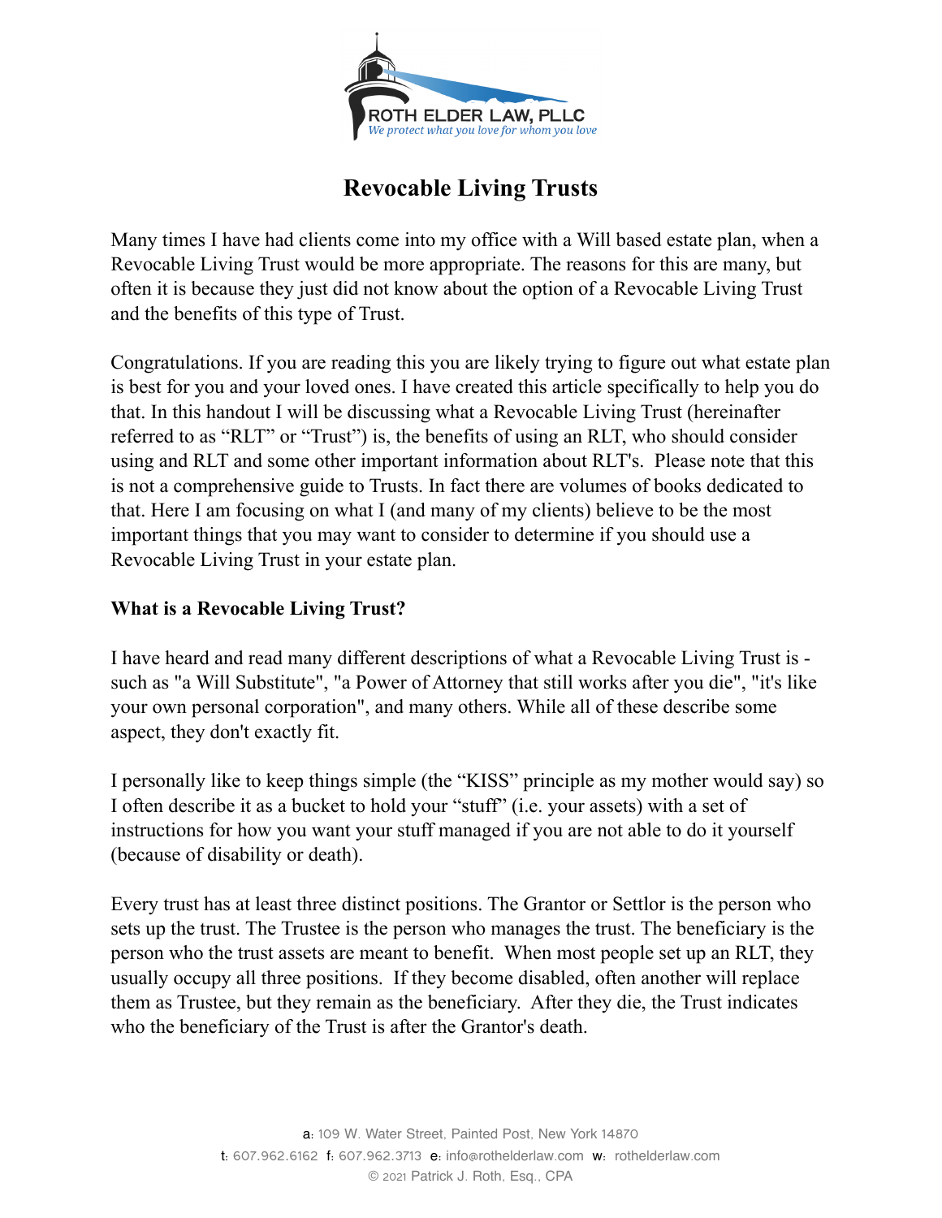ROTH ELDER LAW, PLLC
*We protect what you love for whom you love*

# Revocable Living Trusts

Many times I have had clients come into my office with a Will based estate plan, when a Revocable Living Trust would be more appropriate. The reasons for this are many, but often it is because they just did not know about the option of a Revocable Living Trust and the benefits of this type of Trust.

Congratulations. If you are reading this you are likely trying to figure out what estate plan is best for you and your loved ones. I have created this article specifically to help you do that. In this handout I will be discussing what a Revocable Living Trust (hereinafter referred to as "RLT" or "Trust") is, the benefits of using an RLT, who should consider using and RLT and some other important information about RLT's. Please note that this is not a comprehensive guide to Trusts. In fact there are volumes of books dedicated to that. Here I am focusing on what I (and many of my clients) believe to be the most important things that you may want to consider to determine if you should use a Revocable Living Trust in your estate plan.

## What is a Revocable Living Trust?

I have heard and read many different descriptions of what a Revocable Living Trust is - such as "a Will Substitute", "a Power of Attorney that still works after you die", "it's like your own personal corporation", and many others. While all of these describe some aspect, they don't exactly fit.

I personally like to keep things simple (the "KISS" principle as my mother would say) so I often describe it as a bucket to hold your "stuff" (i.e. your assets) with a set of instructions for how you want your stuff managed if you are not able to do it yourself (because of disability or death).

Every trust has at least three distinct positions. The Grantor or Settlor is the person who sets up the trust. The Trustee is the person who manages the trust. The beneficiary is the person who the trust assets are meant to benefit. When most people set up an RLT, they usually occupy all three positions. If they become disabled, often another will replace them as Trustee, but they remain as the beneficiary. After they die, the Trust indicates who the beneficiary of the Trust is after the Grantor's death.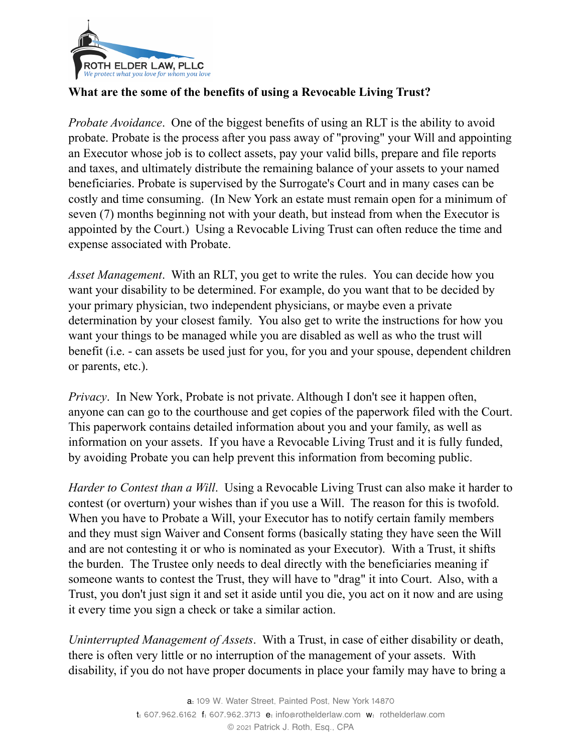**What are the some of the benefits of using a Revocable Living Trust?**

*Probate Avoidance*. One of the biggest benefits of using an RLT is the ability to avoid probate. Probate is the process after you pass away of "proving" your Will and appointing an Executor whose job is to collect assets, pay your valid bills, prepare and file reports and taxes, and ultimately distribute the remaining balance of your assets to your named beneficiaries. Probate is supervised by the Surrogate's Court and in many cases can be costly and time consuming. (In New York an estate must remain open for a minimum of seven (7) months beginning not with your death, but instead from when the Executor is appointed by the Court.) Using a Revocable Living Trust can often reduce the time and expense associated with Probate.

*Asset Management*. With an RLT, you get to write the rules. You can decide how you want your disability to be determined. For example, do you want that to be decided by your primary physician, two independent physicians, or maybe even a private determination by your closest family. You also get to write the instructions for how you want your things to be managed while you are disabled as well as who the trust will benefit (i.e. - can assets be used just for you, for you and your spouse, dependent children or parents, etc.).

*Privacy*. In New York, Probate is not private. Although I don't see it happen often, anyone can can go to the courthouse and get copies of the paperwork filed with the Court. This paperwork contains detailed information about you and your family, as well as information on your assets. If you have a Revocable Living Trust and it is fully funded, by avoiding Probate you can help prevent this information from becoming public.

*Harder to Contest than a Will*. Using a Revocable Living Trust can also make it harder to contest (or overturn) your wishes than if you use a Will. The reason for this is twofold. When you have to Probate a Will, your Executor has to notify certain family members and they must sign Waiver and Consent forms (basically stating they have seen the Will and are not contesting it or who is nominated as your Executor). With a Trust, it shifts the burden. The Trustee only needs to deal directly with the beneficiaries meaning if someone wants to contest the Trust, they will have to "drag" it into Court. Also, with a Trust, you don't just sign it and set it aside until you die, you act on it now and are using it every time you sign a check or take a similar action.

*Uninterrupted Management of Assets*. With a Trust, in case of either disability or death, there is often very little or no interruption of the management of your assets. With disability, if you do not have proper documents in place your family may have to bring a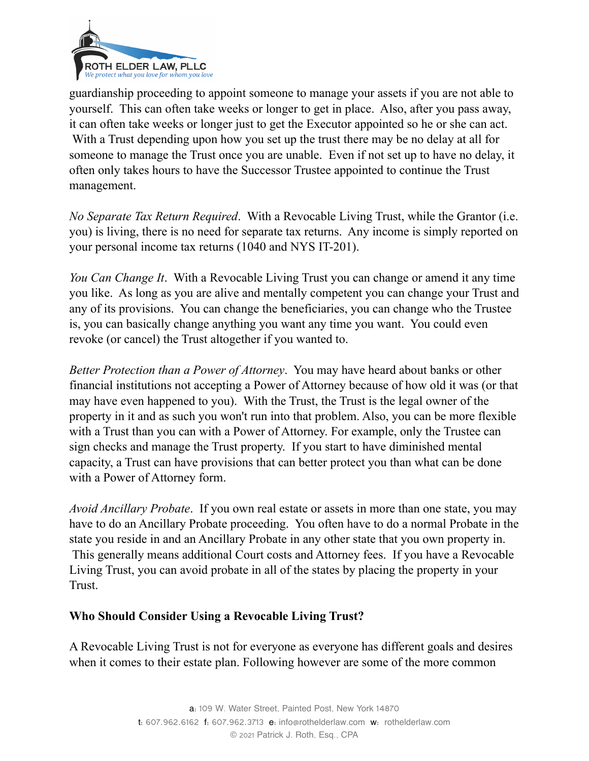guardianship proceeding to appoint someone to manage your assets if you are not able to yourself. This can often take weeks or longer to get in place. Also, after you pass away, it can often take weeks or longer just to get the Executor appointed so he or she can act. With a Trust depending upon how you set up the trust there may be no delay at all for someone to manage the Trust once you are unable. Even if not set up to have no delay, it often only takes hours to have the Successor Trustee appointed to continue the Trust management.

*No Separate Tax Return Required*. With a Revocable Living Trust, while the Grantor (i.e. you) is living, there is no need for separate tax returns. Any income is simply reported on your personal income tax returns (1040 and NYS IT-201).

*You Can Change It*. With a Revocable Living Trust you can change or amend it any time you like. As long as you are alive and mentally competent you can change your Trust and any of its provisions. You can change the beneficiaries, you can change who the Trustee is, you can basically change anything you want any time you want. You could even revoke (or cancel) the Trust altogether if you wanted to.

*Better Protection than a Power of Attorney*. You may have heard about banks or other financial institutions not accepting a Power of Attorney because of how old it was (or that may have even happened to you). With the Trust, the Trust is the legal owner of the property in it and as such you won't run into that problem. Also, you can be more flexible with a Trust than you can with a Power of Attorney. For example, only the Trustee can sign checks and manage the Trust property. If you start to have diminished mental capacity, a Trust can have provisions that can better protect you than what can be done with a Power of Attorney form.

*Avoid Ancillary Probate*. If you own real estate or assets in more than one state, you may have to do an Ancillary Probate proceeding. You often have to do a normal Probate in the state you reside in and an Ancillary Probate in any other state that you own property in. This generally means additional Court costs and Attorney fees. If you have a Revocable Living Trust, you can avoid probate in all of the states by placing the property in your Trust.

**Who Should Consider Using a Revocable Living Trust?**

A Revocable Living Trust is not for everyone as everyone has different goals and desires when it comes to their estate plan. Following however are some of the more common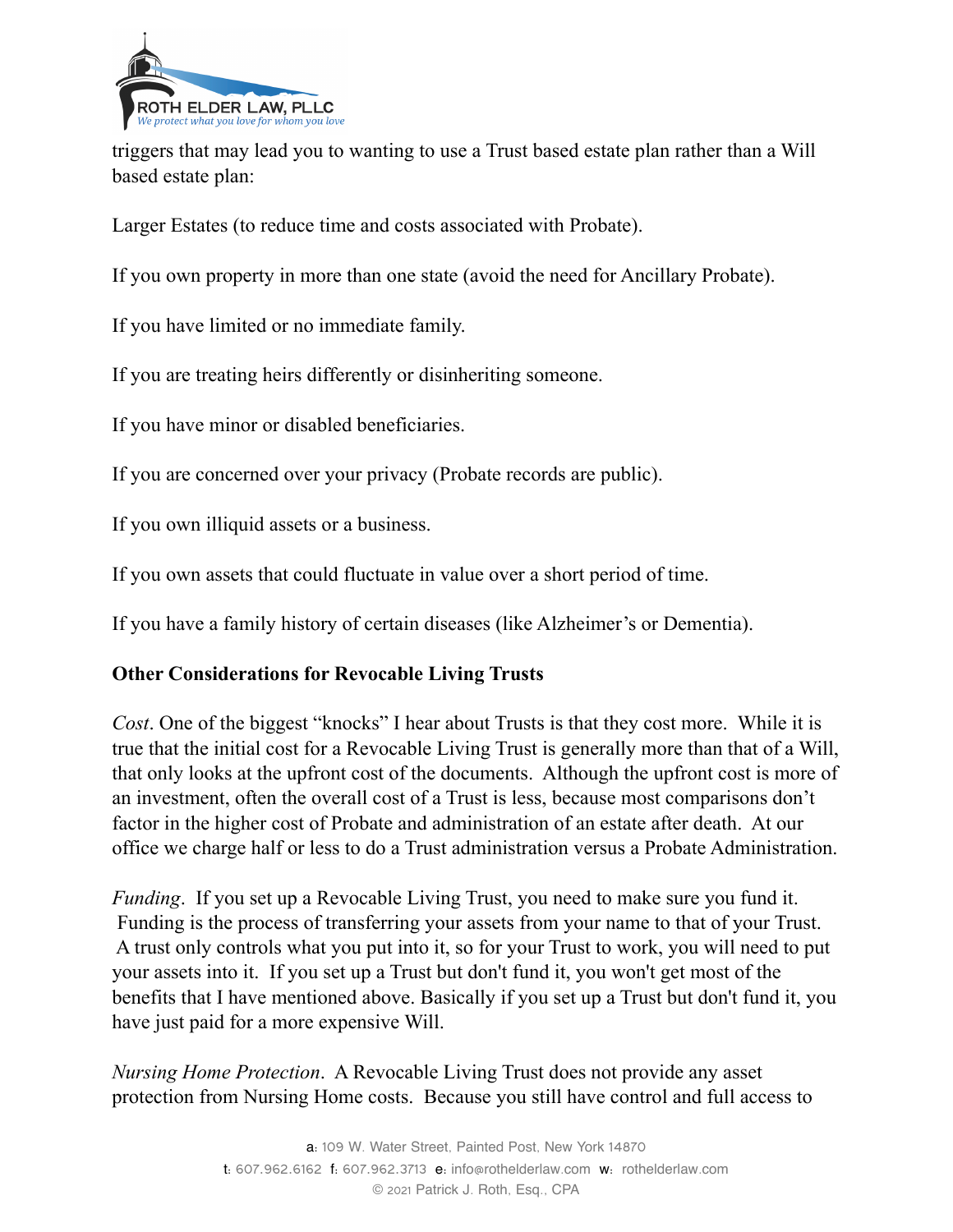triggers that may lead you to wanting to use a Trust based estate plan rather than a Will based estate plan:

Larger Estates (to reduce time and costs associated with Probate).

If you own property in more than one state (avoid the need for Ancillary Probate).

If you have limited or no immediate family.

If you are treating heirs differently or disinheriting someone.

If you have minor or disabled beneficiaries.

If you are concerned over your privacy (Probate records are public).

If you own illiquid assets or a business.

If you own assets that could fluctuate in value over a short period of time.

If you have a family history of certain diseases (like Alzheimer's or Dementia).

**Other Considerations for Revocable Living Trusts**

*Cost*. One of the biggest "knocks" I hear about Trusts is that they cost more. While it is true that the initial cost for a Revocable Living Trust is generally more than that of a Will, that only looks at the upfront cost of the documents. Although the upfront cost is more of an investment, often the overall cost of a Trust is less, because most comparisons don't factor in the higher cost of Probate and administration of an estate after death. At our office we charge half or less to do a Trust administration versus a Probate Administration.

*Funding*. If you set up a Revocable Living Trust, you need to make sure you fund it. Funding is the process of transferring your assets from your name to that of your Trust. A trust only controls what you put into it, so for your Trust to work, you will need to put your assets into it. If you set up a Trust but don't fund it, you won't get most of the benefits that I have mentioned above. Basically if you set up a Trust but don't fund it, you have just paid for a more expensive Will.

*Nursing Home Protection*. A Revocable Living Trust does not provide any asset protection from Nursing Home costs. Because you still have control and full access to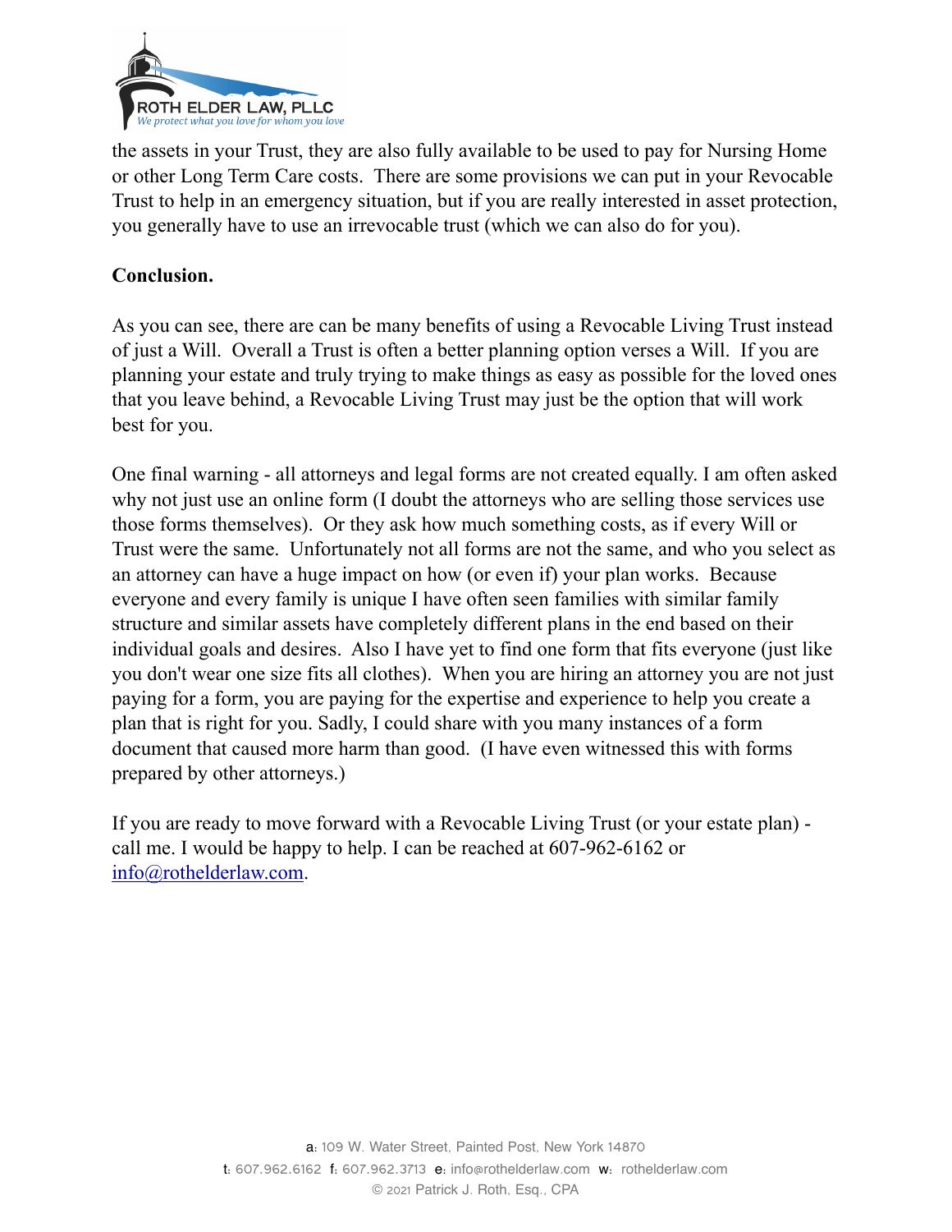the assets in your Trust, they are also fully available to be used to pay for Nursing Home or other Long Term Care costs. There are some provisions we can put in your Revocable Trust to help in an emergency situation, but if you are really interested in asset protection, you generally have to use an irrevocable trust (which we can also do for you).

**Conclusion.**

As you can see, there are can be many benefits of using a Revocable Living Trust instead of just a Will. Overall a Trust is often a better planning option verses a Will. If you are planning your estate and truly trying to make things as easy as possible for the loved ones that you leave behind, a Revocable Living Trust may just be the option that will work best for you.

One final warning - all attorneys and legal forms are not created equally. I am often asked why not just use an online form (I doubt the attorneys who are selling those services use those forms themselves). Or they ask how much something costs, as if every Will or Trust were the same. Unfortunately not all forms are not the same, and who you select as an attorney can have a huge impact on how (or even if) your plan works. Because everyone and every family is unique I have often seen families with similar family structure and similar assets have completely different plans in the end based on their individual goals and desires. Also I have yet to find one form that fits everyone (just like you don't wear one size fits all clothes). When you are hiring an attorney you are not just paying for a form, you are paying for the expertise and experience to help you create a plan that is right for you. Sadly, I could share with you many instances of a form document that caused more harm than good. (I have even witnessed this with forms prepared by other attorneys.)

If you are ready to move forward with a Revocable Living Trust (or your estate plan) - call me. I would be happy to help. I can be reached at 607-962-6162 or info@rothelderlaw.com.